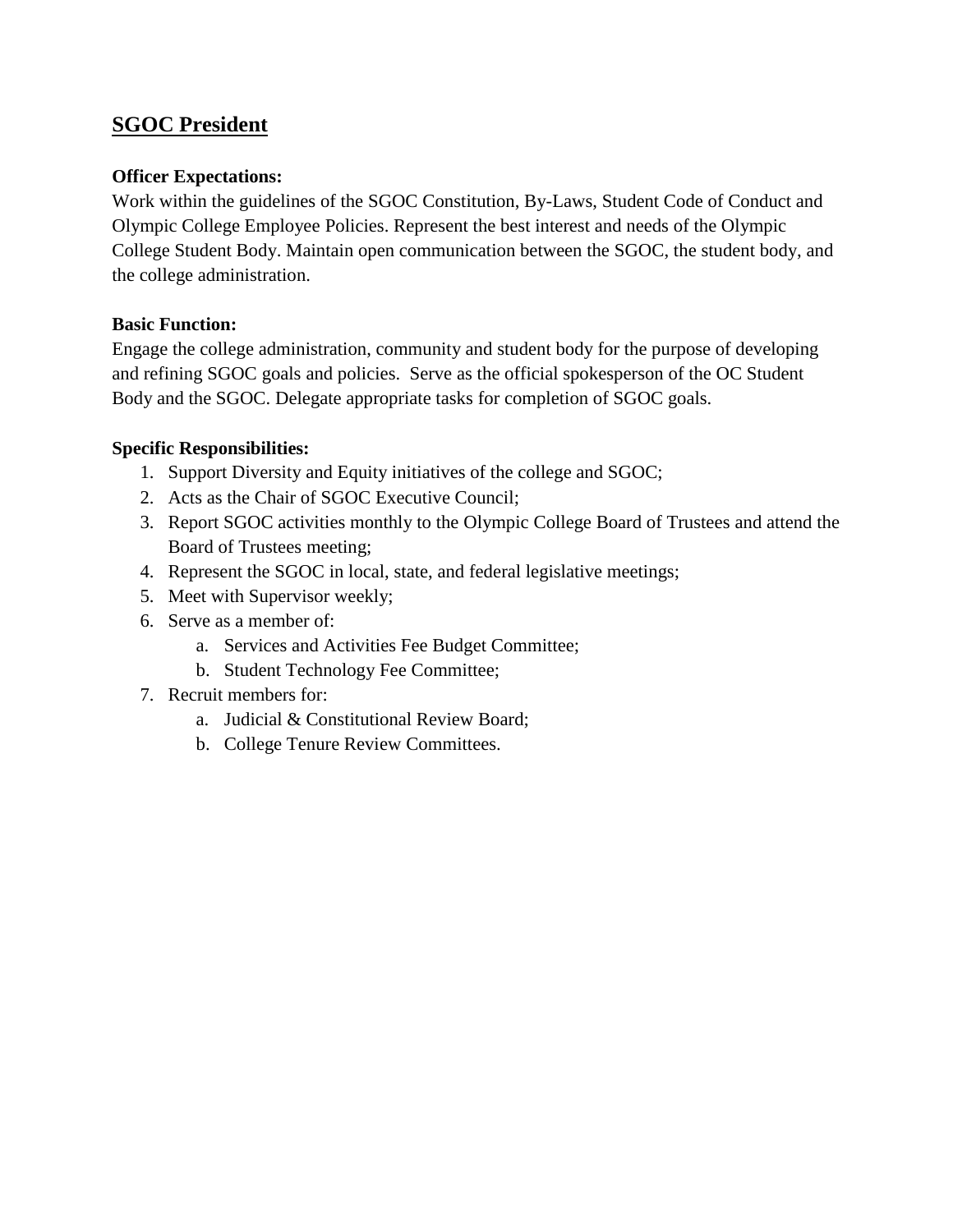## SGOC President

**Officer Expectations:**
Work within the guidelines of the SGOC Constitution, By-Laws, Student Code of Conduct and Olympic College Employee Policies. Represent the best interest and needs of the Olympic College Student Body. Maintain open communication between the SGOC, the student body, and the college administration.

**Basic Function:**
Engage the college administration, community and student body for the purpose of developing and refining SGOC goals and policies. Serve as the official spokesperson of the OC Student Body and the SGOC. Delegate appropriate tasks for completion of SGOC goals.

**Specific Responsibilities:**

1. Support Diversity and Equity initiatives of the college and SGOC;
2. Acts as the Chair of SGOC Executive Council;
3. Report SGOC activities monthly to the Olympic College Board of Trustees and attend the Board of Trustees meeting;
4. Represent the SGOC in local, state, and federal legislative meetings;
5. Meet with Supervisor weekly;
6. Serve as a member of:
   a. Services and Activities Fee Budget Committee;
   b. Student Technology Fee Committee;
7. Recruit members for:
   a. Judicial & Constitutional Review Board;
   b. College Tenure Review Committees.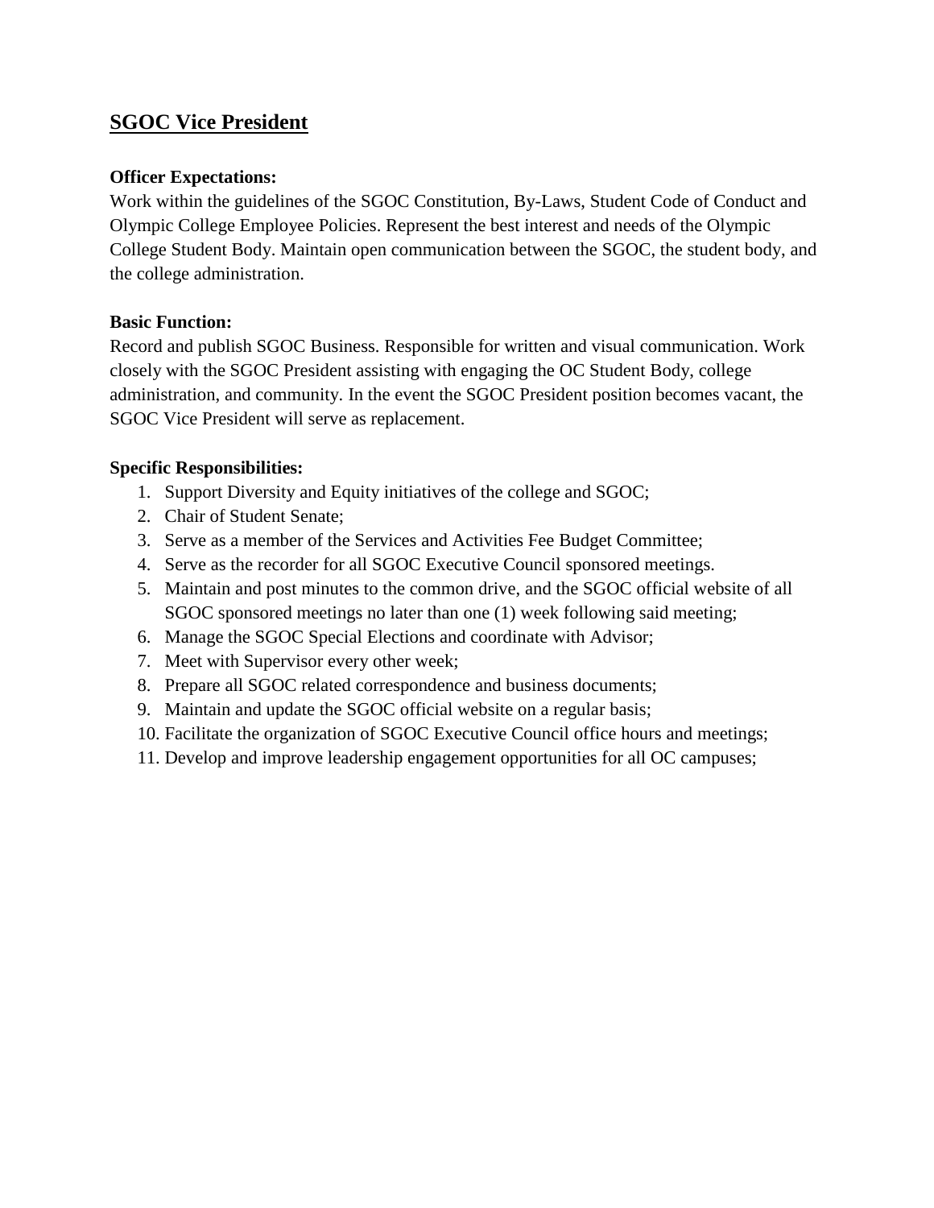## SGOC Vice President

**Officer Expectations:**
Work within the guidelines of the SGOC Constitution, By-Laws, Student Code of Conduct and Olympic College Employee Policies. Represent the best interest and needs of the Olympic College Student Body. Maintain open communication between the SGOC, the student body, and the college administration.

**Basic Function:**
Record and publish SGOC Business. Responsible for written and visual communication. Work closely with the SGOC President assisting with engaging the OC Student Body, college administration, and community. In the event the SGOC President position becomes vacant, the SGOC Vice President will serve as replacement.

**Specific Responsibilities:**

1. Support Diversity and Equity initiatives of the college and SGOC;
2. Chair of Student Senate;
3. Serve as a member of the Services and Activities Fee Budget Committee;
4. Serve as the recorder for all SGOC Executive Council sponsored meetings.
5. Maintain and post minutes to the common drive, and the SGOC official website of all SGOC sponsored meetings no later than one (1) week following said meeting;
6. Manage the SGOC Special Elections and coordinate with Advisor;
7. Meet with Supervisor every other week;
8. Prepare all SGOC related correspondence and business documents;
9. Maintain and update the SGOC official website on a regular basis;
10. Facilitate the organization of SGOC Executive Council office hours and meetings;
11. Develop and improve leadership engagement opportunities for all OC campuses;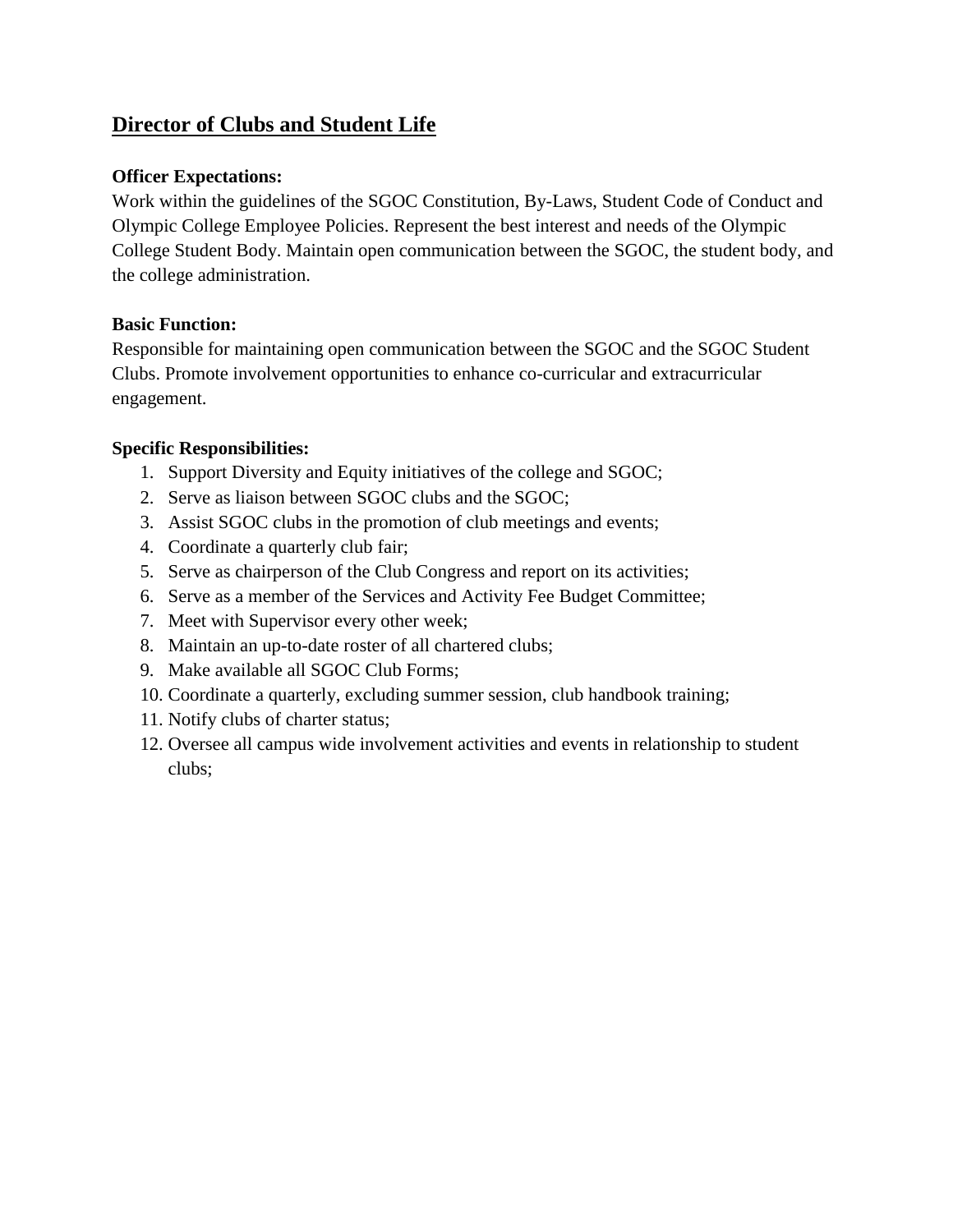## Director of Clubs and Student Life

**Officer Expectations:**

Work within the guidelines of the SGOC Constitution, By-Laws, Student Code of Conduct and Olympic College Employee Policies. Represent the best interest and needs of the Olympic College Student Body. Maintain open communication between the SGOC, the student body, and the college administration.

**Basic Function:**

Responsible for maintaining open communication between the SGOC and the SGOC Student Clubs. Promote involvement opportunities to enhance co-curricular and extracurricular engagement.

**Specific Responsibilities:**

1. Support Diversity and Equity initiatives of the college and SGOC;
2. Serve as liaison between SGOC clubs and the SGOC;
3. Assist SGOC clubs in the promotion of club meetings and events;
4. Coordinate a quarterly club fair;
5. Serve as chairperson of the Club Congress and report on its activities;
6. Serve as a member of the Services and Activity Fee Budget Committee;
7. Meet with Supervisor every other week;
8. Maintain an up-to-date roster of all chartered clubs;
9. Make available all SGOC Club Forms;
10. Coordinate a quarterly, excluding summer session, club handbook training;
11. Notify clubs of charter status;
12. Oversee all campus wide involvement activities and events in relationship to student clubs;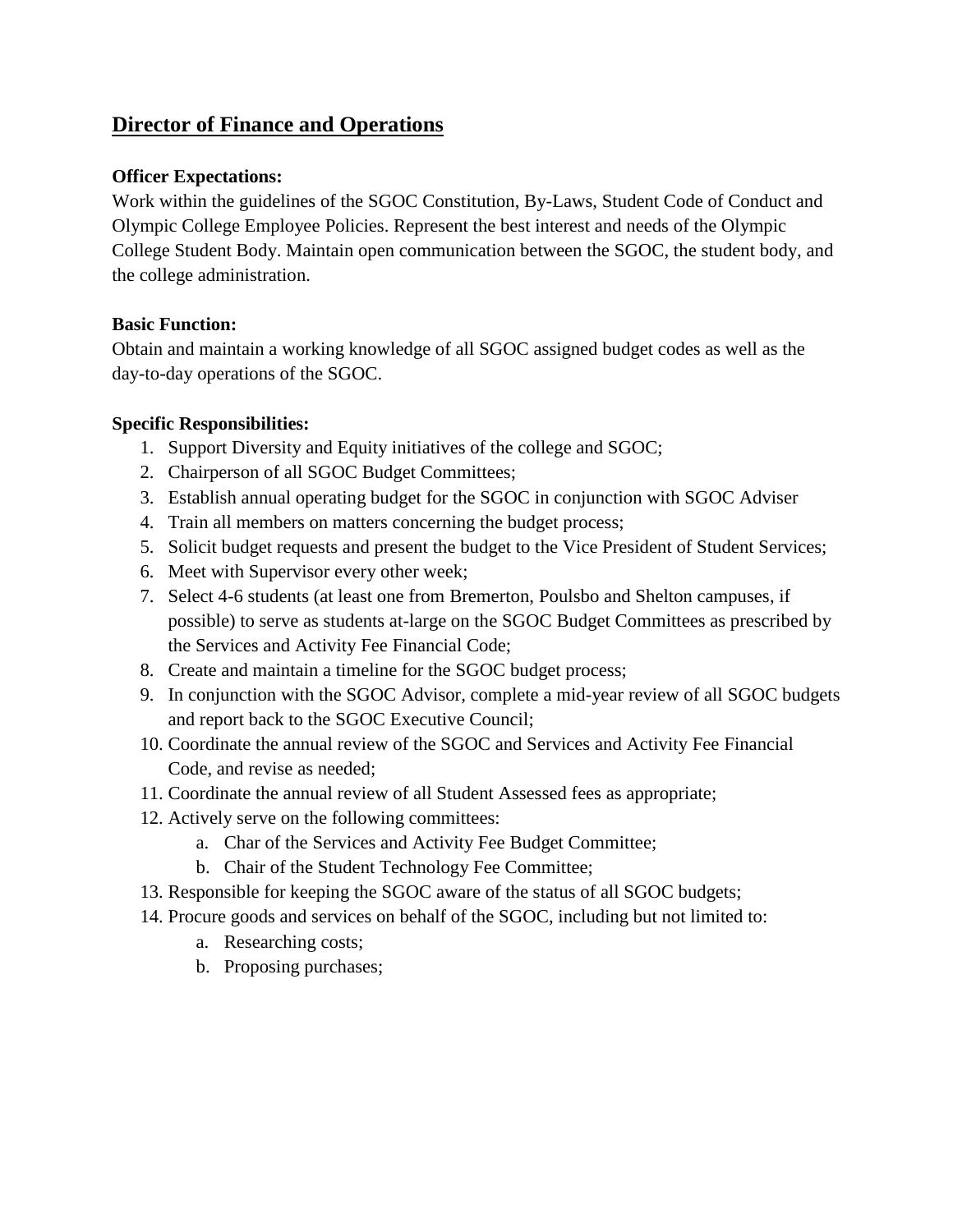## Director of Finance and Operations

**Officer Expectations:**
Work within the guidelines of the SGOC Constitution, By-Laws, Student Code of Conduct and Olympic College Employee Policies. Represent the best interest and needs of the Olympic College Student Body. Maintain open communication between the SGOC, the student body, and the college administration.

**Basic Function:**
Obtain and maintain a working knowledge of all SGOC assigned budget codes as well as the day-to-day operations of the SGOC.

**Specific Responsibilities:**

1. Support Diversity and Equity initiatives of the college and SGOC;
2. Chairperson of all SGOC Budget Committees;
3. Establish annual operating budget for the SGOC in conjunction with SGOC Adviser
4. Train all members on matters concerning the budget process;
5. Solicit budget requests and present the budget to the Vice President of Student Services;
6. Meet with Supervisor every other week;
7. Select 4-6 students (at least one from Bremerton, Poulsbo and Shelton campuses, if possible) to serve as students at-large on the SGOC Budget Committees as prescribed by the Services and Activity Fee Financial Code;
8. Create and maintain a timeline for the SGOC budget process;
9. In conjunction with the SGOC Advisor, complete a mid-year review of all SGOC budgets and report back to the SGOC Executive Council;
10. Coordinate the annual review of the SGOC and Services and Activity Fee Financial Code, and revise as needed;
11. Coordinate the annual review of all Student Assessed fees as appropriate;
12. Actively serve on the following committees:
    a. Char of the Services and Activity Fee Budget Committee;
    b. Chair of the Student Technology Fee Committee;
13. Responsible for keeping the SGOC aware of the status of all SGOC budgets;
14. Procure goods and services on behalf of the SGOC, including but not limited to:
    a. Researching costs;
    b. Proposing purchases;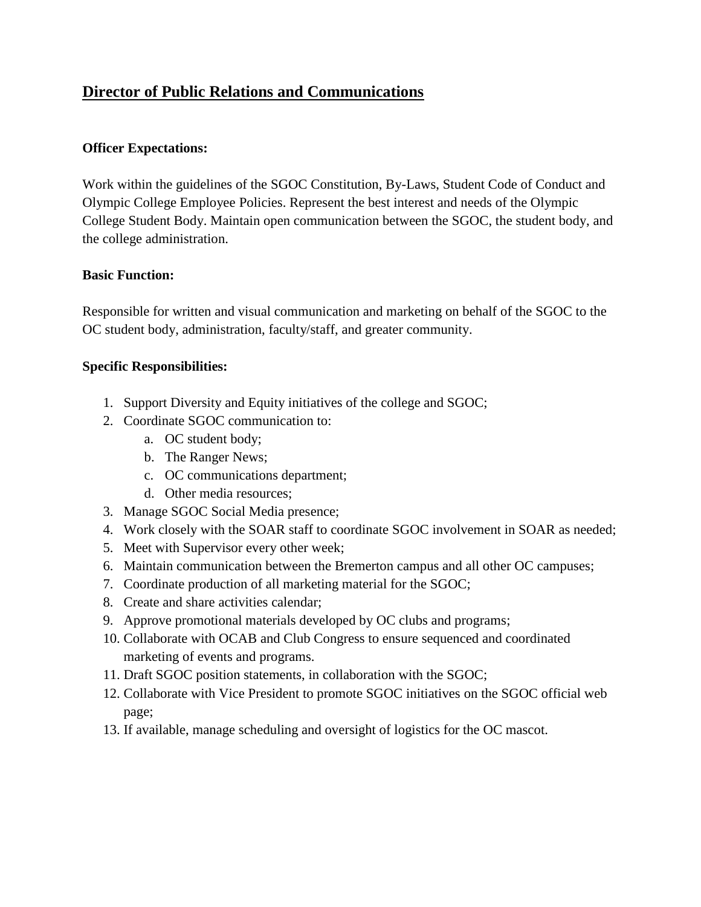## Director of Public Relations and Communications

**Officer Expectations:**

Work within the guidelines of the SGOC Constitution, By-Laws, Student Code of Conduct and Olympic College Employee Policies. Represent the best interest and needs of the Olympic College Student Body. Maintain open communication between the SGOC, the student body, and the college administration.

**Basic Function:**

Responsible for written and visual communication and marketing on behalf of the SGOC to the OC student body, administration, faculty/staff, and greater community.

**Specific Responsibilities:**

1. Support Diversity and Equity initiatives of the college and SGOC;
2. Coordinate SGOC communication to:
   a. OC student body;
   b. The Ranger News;
   c. OC communications department;
   d. Other media resources;
3. Manage SGOC Social Media presence;
4. Work closely with the SOAR staff to coordinate SGOC involvement in SOAR as needed;
5. Meet with Supervisor every other week;
6. Maintain communication between the Bremerton campus and all other OC campuses;
7. Coordinate production of all marketing material for the SGOC;
8. Create and share activities calendar;
9. Approve promotional materials developed by OC clubs and programs;
10. Collaborate with OCAB and Club Congress to ensure sequenced and coordinated marketing of events and programs.
11. Draft SGOC position statements, in collaboration with the SGOC;
12. Collaborate with Vice President to promote SGOC initiatives on the SGOC official web page;
13. If available, manage scheduling and oversight of logistics for the OC mascot.